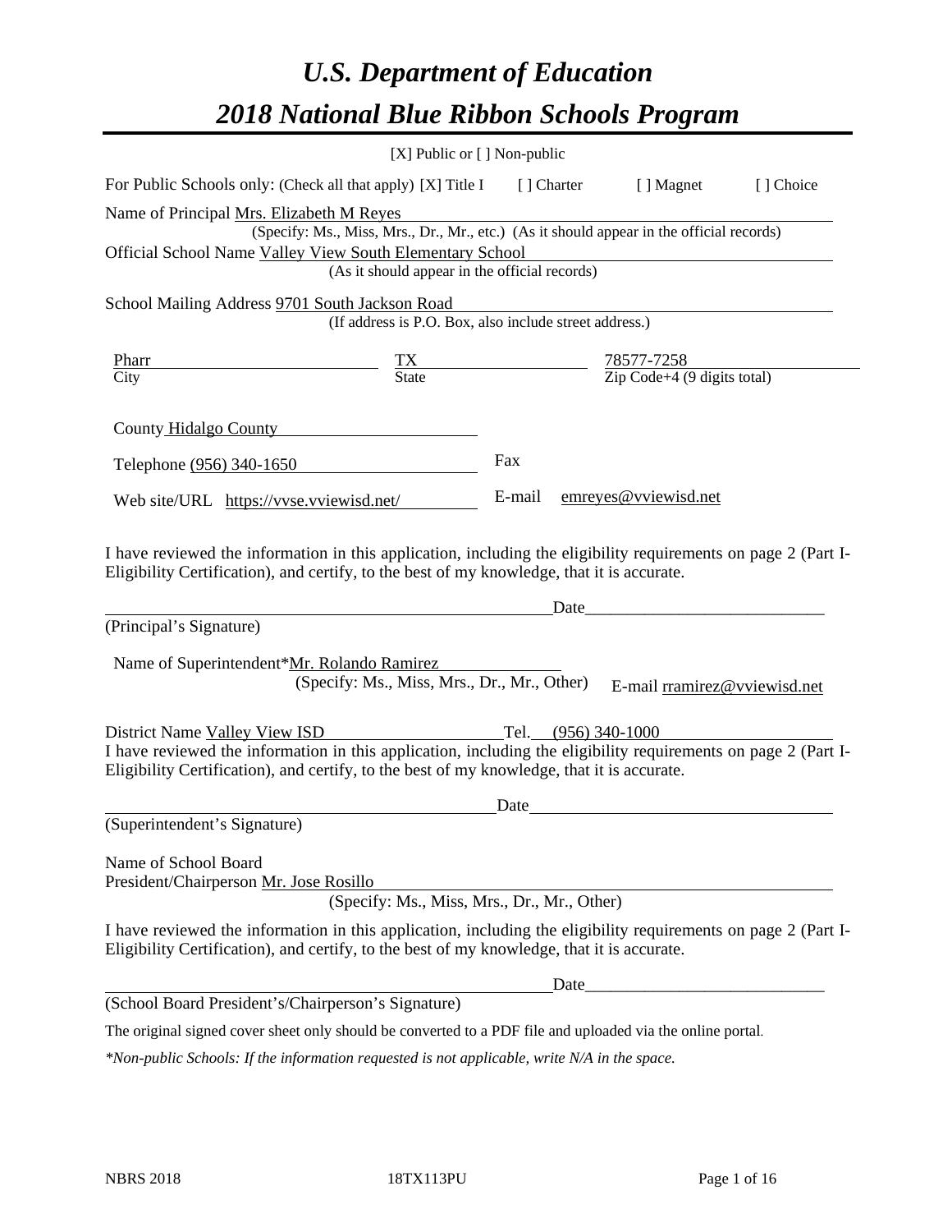# *U.S. Department of Education*

# *2018 National Blue Ribbon Schools Program*

[X] Public or [ ] Non-public

For Public Schools only: (Check all that apply) [X] Title I [ ] Charter [ ] Magnet [ ] Choice

Name of Principal Mrs. Elizabeth M Reyes
(Specify: Ms., Miss, Mrs., Dr., Mr., etc.) (As it should appear in the official records)

Official School Name Valley View South Elementary School
(As it should appear in the official records)

School Mailing Address 9701 South Jackson Road
(If address is P.O. Box, also include street address.)

| Pharr | TX | 78577-7258 |
|---|---|---|
| City | State | Zip Code+4 (9 digits total) |

County Hidalgo County

Telephone (956) 340-1650 Fax

Web site/URL https://vvse.vviewisd.net/ E-mail emreyes@vviewisd.net

I have reviewed the information in this application, including the eligibility requirements on page 2 (Part I-Eligibility Certification), and certify, to the best of my knowledge, that it is accurate.

_____________________________________________ Date_________________________

(Principal's Signature)

Name of Superintendent*Mr. Rolando Ramirez
(Specify: Ms., Miss, Mrs., Dr., Mr., Other) E-mail rramirez@vviewisd.net

District Name Valley View ISD Tel. (956) 340-1000

I have reviewed the information in this application, including the eligibility requirements on page 2 (Part I-Eligibility Certification), and certify, to the best of my knowledge, that it is accurate.

_____________________________________________ Date_________________________

(Superintendent's Signature)

Name of School Board
President/Chairperson Mr. Jose Rosillo
(Specify: Ms., Miss, Mrs., Dr., Mr., Other)

I have reviewed the information in this application, including the eligibility requirements on page 2 (Part I-Eligibility Certification), and certify, to the best of my knowledge, that it is accurate.

_____________________________________________ Date_________________________

(School Board President's/Chairperson's Signature)

The original signed cover sheet only should be converted to a PDF file and uploaded via the online portal.

*\*Non-public Schools: If the information requested is not applicable, write N/A in the space.*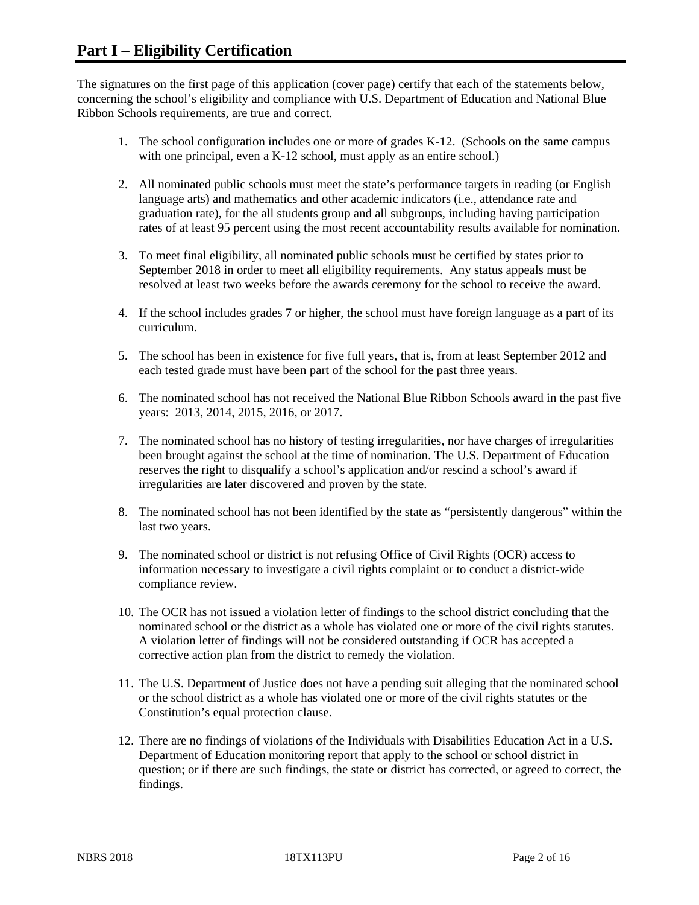# Part I – Eligibility Certification

The signatures on the first page of this application (cover page) certify that each of the statements below, concerning the school's eligibility and compliance with U.S. Department of Education and National Blue Ribbon Schools requirements, are true and correct.

1. The school configuration includes one or more of grades K-12. (Schools on the same campus with one principal, even a K-12 school, must apply as an entire school.)

2. All nominated public schools must meet the state's performance targets in reading (or English language arts) and mathematics and other academic indicators (i.e., attendance rate and graduation rate), for the all students group and all subgroups, including having participation rates of at least 95 percent using the most recent accountability results available for nomination.

3. To meet final eligibility, all nominated public schools must be certified by states prior to September 2018 in order to meet all eligibility requirements. Any status appeals must be resolved at least two weeks before the awards ceremony for the school to receive the award.

4. If the school includes grades 7 or higher, the school must have foreign language as a part of its curriculum.

5. The school has been in existence for five full years, that is, from at least September 2012 and each tested grade must have been part of the school for the past three years.

6. The nominated school has not received the National Blue Ribbon Schools award in the past five years: 2013, 2014, 2015, 2016, or 2017.

7. The nominated school has no history of testing irregularities, nor have charges of irregularities been brought against the school at the time of nomination. The U.S. Department of Education reserves the right to disqualify a school's application and/or rescind a school's award if irregularities are later discovered and proven by the state.

8. The nominated school has not been identified by the state as "persistently dangerous" within the last two years.

9. The nominated school or district is not refusing Office of Civil Rights (OCR) access to information necessary to investigate a civil rights complaint or to conduct a district-wide compliance review.

10. The OCR has not issued a violation letter of findings to the school district concluding that the nominated school or the district as a whole has violated one or more of the civil rights statutes. A violation letter of findings will not be considered outstanding if OCR has accepted a corrective action plan from the district to remedy the violation.

11. The U.S. Department of Justice does not have a pending suit alleging that the nominated school or the school district as a whole has violated one or more of the civil rights statutes or the Constitution's equal protection clause.

12. There are no findings of violations of the Individuals with Disabilities Education Act in a U.S. Department of Education monitoring report that apply to the school or school district in question; or if there are such findings, the state or district has corrected, or agreed to correct, the findings.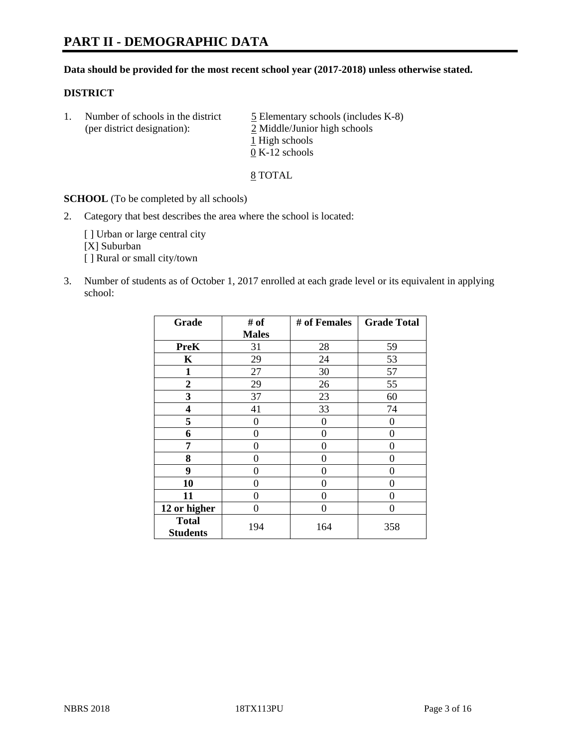# PART II - DEMOGRAPHIC DATA

**Data should be provided for the most recent school year (2017-2018) unless otherwise stated.**

**DISTRICT**

1. Number of schools in the district (per district designation):
   - 5 Elementary schools (includes K-8)
   - 2 Middle/Junior high schools
   - 1 High schools
   - 0 K-12 schools

   8 TOTAL

**SCHOOL** (To be completed by all schools)

2. Category that best describes the area where the school is located:

   [ ] Urban or large central city
   [X] Suburban
   [ ] Rural or small city/town

3. Number of students as of October 1, 2017 enrolled at each grade level or its equivalent in applying school:

| Grade | # of Males | # of Females | Grade Total |
|---|---|---|---|
| **PreK** | 31 | 28 | 59 |
| **K** | 29 | 24 | 53 |
| **1** | 27 | 30 | 57 |
| **2** | 29 | 26 | 55 |
| **3** | 37 | 23 | 60 |
| **4** | 41 | 33 | 74 |
| **5** | 0 | 0 | 0 |
| **6** | 0 | 0 | 0 |
| **7** | 0 | 0 | 0 |
| **8** | 0 | 0 | 0 |
| **9** | 0 | 0 | 0 |
| **10** | 0 | 0 | 0 |
| **11** | 0 | 0 | 0 |
| **12 or higher** | 0 | 0 | 0 |
| **Total Students** | 194 | 164 | 358 |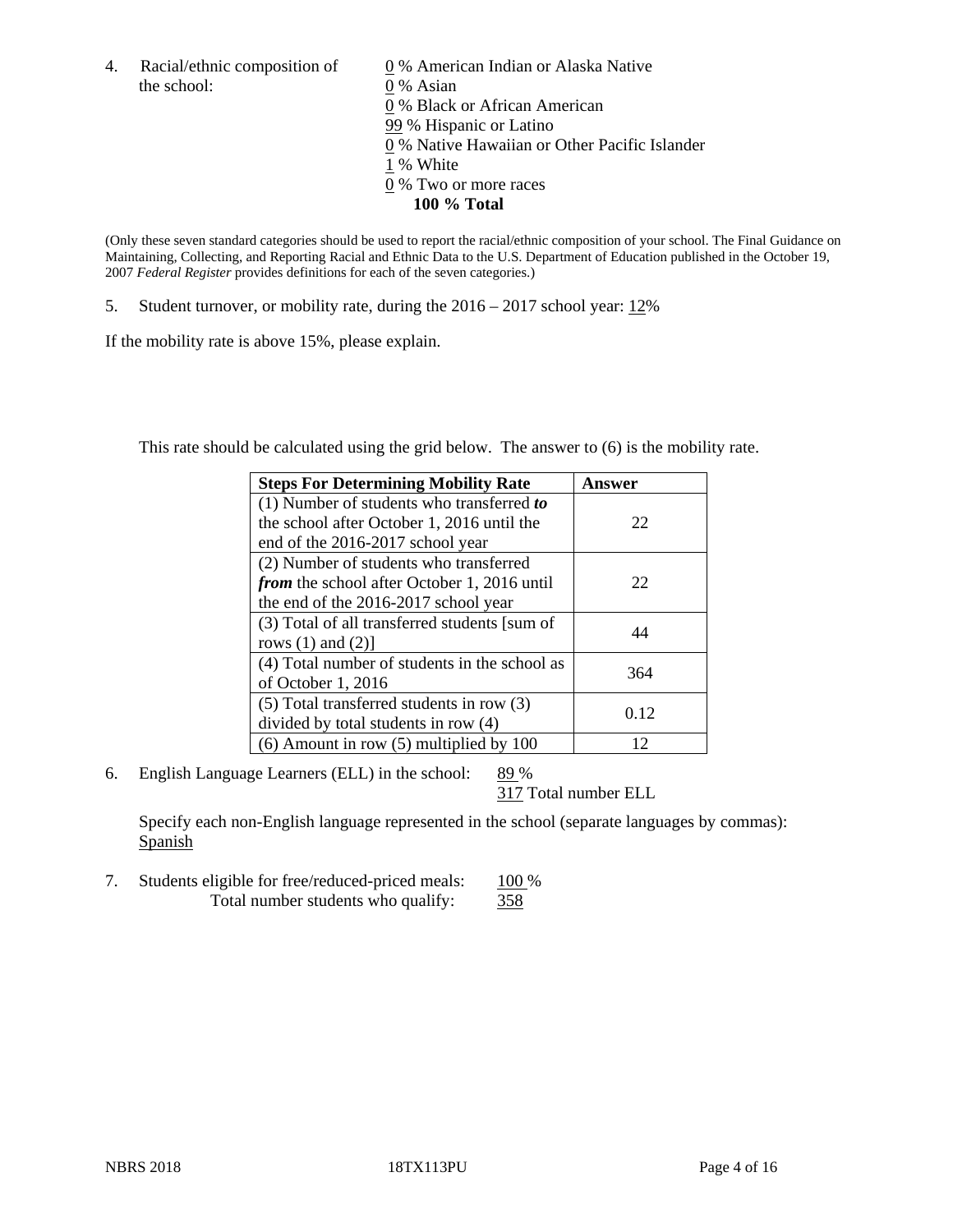4. Racial/ethnic composition of the school:

0 % American Indian or Alaska Native
0 % Asian
0 % Black or African American
99 % Hispanic or Latino
0 % Native Hawaiian or Other Pacific Islander
1 % White
0 % Two or more races
**100 % Total**

(Only these seven standard categories should be used to report the racial/ethnic composition of your school. The Final Guidance on Maintaining, Collecting, and Reporting Racial and Ethnic Data to the U.S. Department of Education published in the October 19, 2007 *Federal Register* provides definitions for each of the seven categories.)

5. Student turnover, or mobility rate, during the 2016 – 2017 school year: 12%

If the mobility rate is above 15%, please explain.

This rate should be calculated using the grid below. The answer to (6) is the mobility rate.

| **Steps For Determining Mobility Rate** | **Answer** |
| --- | --- |
| (1) Number of students who transferred ***to*** the school after October 1, 2016 until the end of the 2016-2017 school year | 22 |
| (2) Number of students who transferred ***from*** the school after October 1, 2016 until the end of the 2016-2017 school year | 22 |
| (3) Total of all transferred students [sum of rows (1) and (2)] | 44 |
| (4) Total number of students in the school as of October 1, 2016 | 364 |
| (5) Total transferred students in row (3) divided by total students in row (4) | 0.12 |
| (6) Amount in row (5) multiplied by 100 | 12 |

6. English Language Learners (ELL) in the school: 89 %
317 Total number ELL

Specify each non-English language represented in the school (separate languages by commas):
Spanish

7. Students eligible for free/reduced-priced meals: 100 %
Total number students who qualify: 358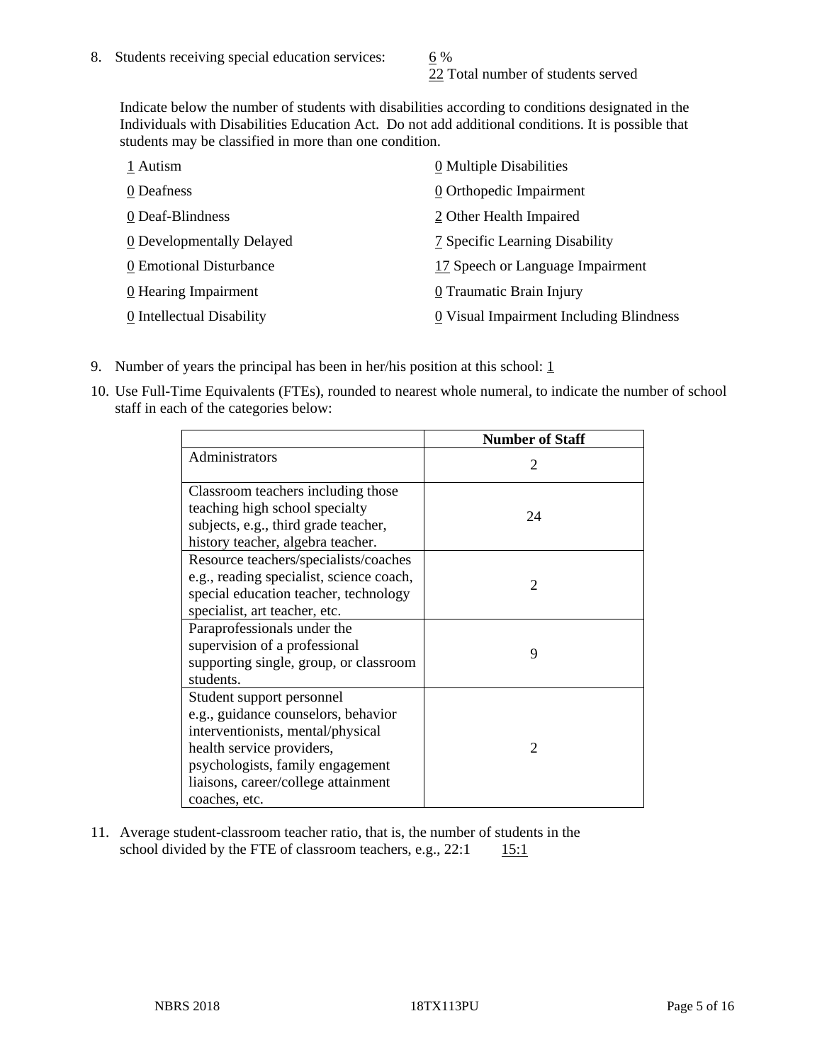8. Students receiving special education services: 6 %
22 Total number of students served

Indicate below the number of students with disabilities according to conditions designated in the Individuals with Disabilities Education Act. Do not add additional conditions. It is possible that students may be classified in more than one condition.

1 Autism
0 Deafness
0 Deaf-Blindness
0 Developmentally Delayed
0 Emotional Disturbance
0 Hearing Impairment
0 Intellectual Disability
0 Multiple Disabilities
0 Orthopedic Impairment
2 Other Health Impaired
7 Specific Learning Disability
17 Speech or Language Impairment
0 Traumatic Brain Injury
0 Visual Impairment Including Blindness

9. Number of years the principal has been in her/his position at this school: 1

10. Use Full-Time Equivalents (FTEs), rounded to nearest whole numeral, to indicate the number of school staff in each of the categories below:

| | Number of Staff |
|---|---|
| Administrators | 2 |
| Classroom teachers including those teaching high school specialty subjects, e.g., third grade teacher, history teacher, algebra teacher. | 24 |
| Resource teachers/specialists/coaches e.g., reading specialist, science coach, special education teacher, technology specialist, art teacher, etc. | 2 |
| Paraprofessionals under the supervision of a professional supporting single, group, or classroom students. | 9 |
| Student support personnel e.g., guidance counselors, behavior interventionists, mental/physical health service providers, psychologists, family engagement liaisons, career/college attainment coaches, etc. | 2 |

11. Average student-classroom teacher ratio, that is, the number of students in the school divided by the FTE of classroom teachers, e.g., 22:1 15:1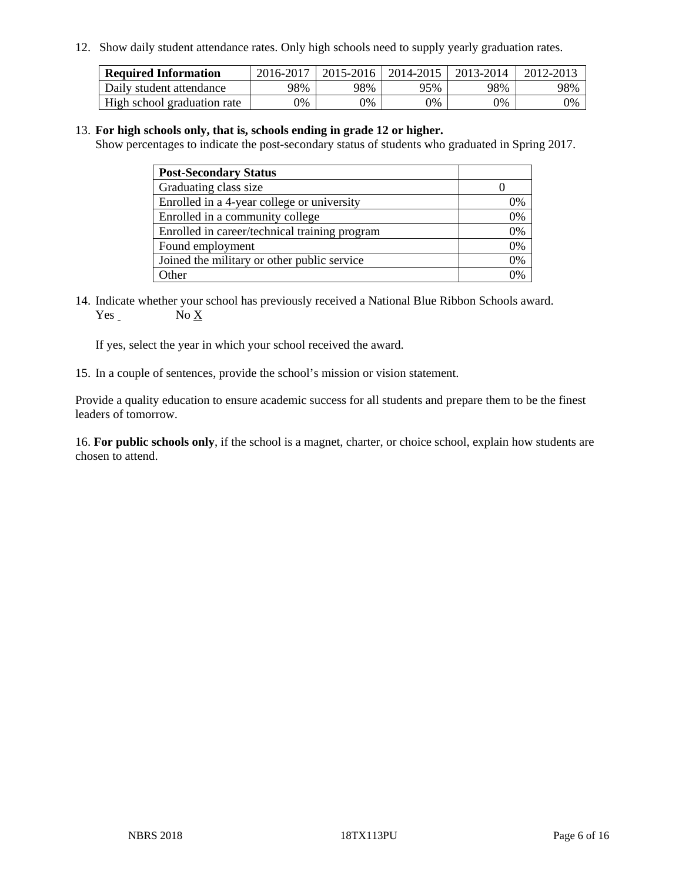12. Show daily student attendance rates. Only high schools need to supply yearly graduation rates.

| Required Information | 2016-2017 | 2015-2016 | 2014-2015 | 2013-2014 | 2012-2013 |
|---|---|---|---|---|---|
| Daily student attendance | 98% | 98% | 95% | 98% | 98% |
| High school graduation rate | 0% | 0% | 0% | 0% | 0% |

13. **For high schools only, that is, schools ending in grade 12 or higher.**
Show percentages to indicate the post-secondary status of students who graduated in Spring 2017.

| Post-Secondary Status | |
|---|---|
| Graduating class size | 0 |
| Enrolled in a 4-year college or university | 0% |
| Enrolled in a community college | 0% |
| Enrolled in career/technical training program | 0% |
| Found employment | 0% |
| Joined the military or other public service | 0% |
| Other | 0% |

14. Indicate whether your school has previously received a National Blue Ribbon Schools award.
Yes ___ No X

If yes, select the year in which your school received the award.

15. In a couple of sentences, provide the school's mission or vision statement.

Provide a quality education to ensure academic success for all students and prepare them to be the finest leaders of tomorrow.

16. **For public schools only**, if the school is a magnet, charter, or choice school, explain how students are chosen to attend.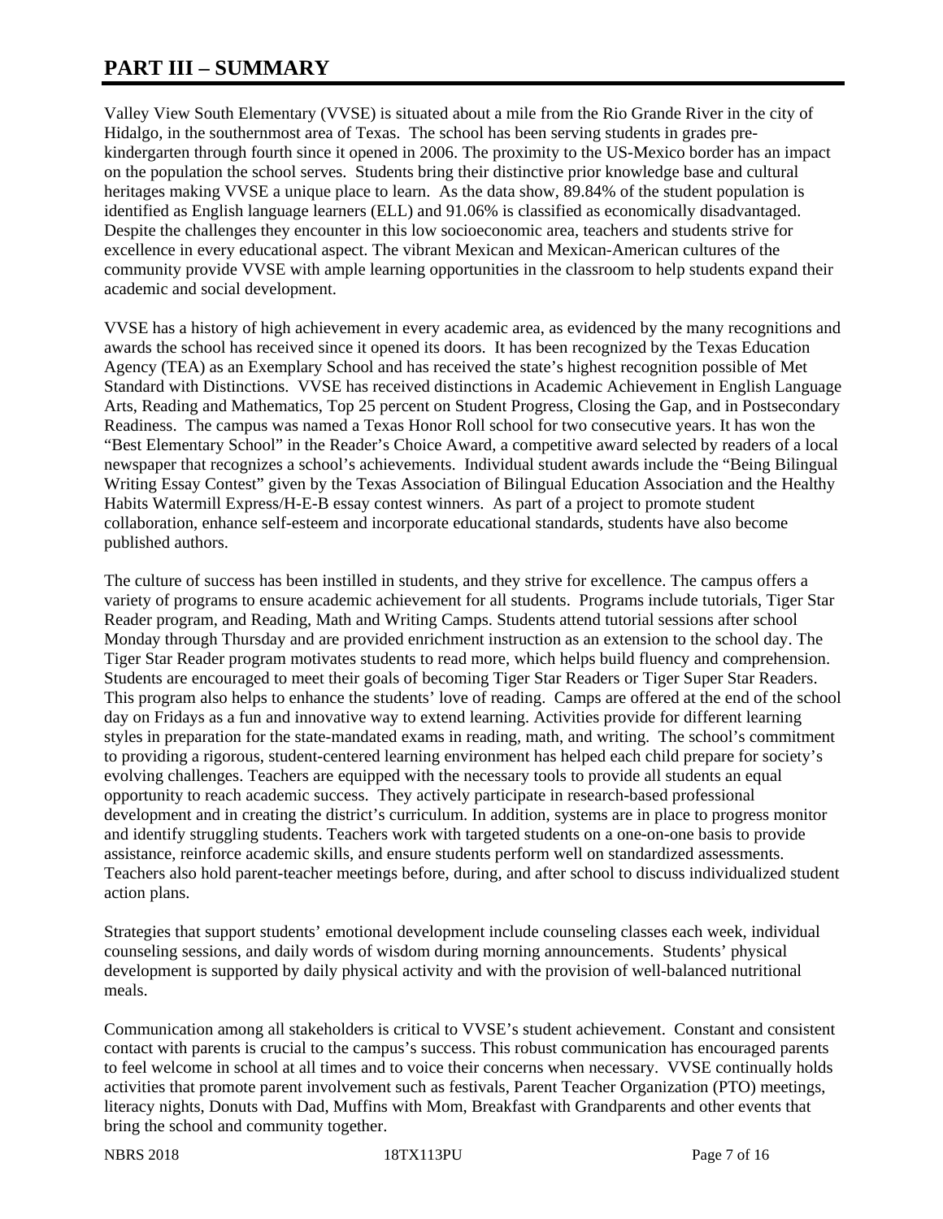# PART III – SUMMARY

Valley View South Elementary (VVSE) is situated about a mile from the Rio Grande River in the city of Hidalgo, in the southernmost area of Texas. The school has been serving students in grades pre-kindergarten through fourth since it opened in 2006. The proximity to the US-Mexico border has an impact on the population the school serves. Students bring their distinctive prior knowledge base and cultural heritages making VVSE a unique place to learn. As the data show, 89.84% of the student population is identified as English language learners (ELL) and 91.06% is classified as economically disadvantaged. Despite the challenges they encounter in this low socioeconomic area, teachers and students strive for excellence in every educational aspect. The vibrant Mexican and Mexican-American cultures of the community provide VVSE with ample learning opportunities in the classroom to help students expand their academic and social development.

VVSE has a history of high achievement in every academic area, as evidenced by the many recognitions and awards the school has received since it opened its doors. It has been recognized by the Texas Education Agency (TEA) as an Exemplary School and has received the state's highest recognition possible of Met Standard with Distinctions. VVSE has received distinctions in Academic Achievement in English Language Arts, Reading and Mathematics, Top 25 percent on Student Progress, Closing the Gap, and in Postsecondary Readiness. The campus was named a Texas Honor Roll school for two consecutive years. It has won the "Best Elementary School" in the Reader's Choice Award, a competitive award selected by readers of a local newspaper that recognizes a school's achievements. Individual student awards include the "Being Bilingual Writing Essay Contest" given by the Texas Association of Bilingual Education Association and the Healthy Habits Watermill Express/H-E-B essay contest winners. As part of a project to promote student collaboration, enhance self-esteem and incorporate educational standards, students have also become published authors.

The culture of success has been instilled in students, and they strive for excellence. The campus offers a variety of programs to ensure academic achievement for all students. Programs include tutorials, Tiger Star Reader program, and Reading, Math and Writing Camps. Students attend tutorial sessions after school Monday through Thursday and are provided enrichment instruction as an extension to the school day. The Tiger Star Reader program motivates students to read more, which helps build fluency and comprehension. Students are encouraged to meet their goals of becoming Tiger Star Readers or Tiger Super Star Readers. This program also helps to enhance the students' love of reading. Camps are offered at the end of the school day on Fridays as a fun and innovative way to extend learning. Activities provide for different learning styles in preparation for the state-mandated exams in reading, math, and writing. The school's commitment to providing a rigorous, student-centered learning environment has helped each child prepare for society's evolving challenges. Teachers are equipped with the necessary tools to provide all students an equal opportunity to reach academic success. They actively participate in research-based professional development and in creating the district's curriculum. In addition, systems are in place to progress monitor and identify struggling students. Teachers work with targeted students on a one-on-one basis to provide assistance, reinforce academic skills, and ensure students perform well on standardized assessments. Teachers also hold parent-teacher meetings before, during, and after school to discuss individualized student action plans.

Strategies that support students' emotional development include counseling classes each week, individual counseling sessions, and daily words of wisdom during morning announcements. Students' physical development is supported by daily physical activity and with the provision of well-balanced nutritional meals.

Communication among all stakeholders is critical to VVSE's student achievement. Constant and consistent contact with parents is crucial to the campus's success. This robust communication has encouraged parents to feel welcome in school at all times and to voice their concerns when necessary. VVSE continually holds activities that promote parent involvement such as festivals, Parent Teacher Organization (PTO) meetings, literacy nights, Donuts with Dad, Muffins with Mom, Breakfast with Grandparents and other events that bring the school and community together.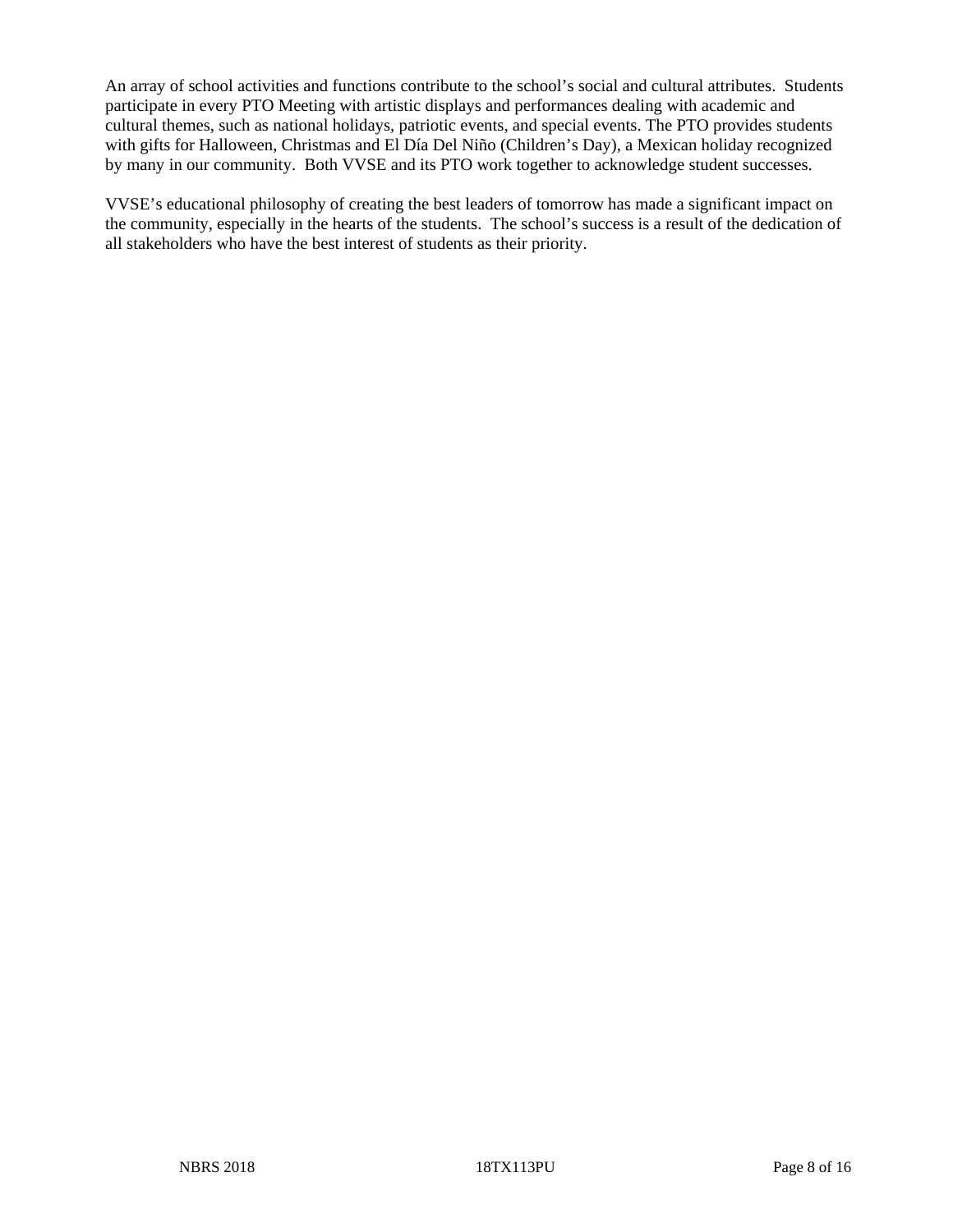An array of school activities and functions contribute to the school's social and cultural attributes. Students participate in every PTO Meeting with artistic displays and performances dealing with academic and cultural themes, such as national holidays, patriotic events, and special events. The PTO provides students with gifts for Halloween, Christmas and El Día Del Niño (Children's Day), a Mexican holiday recognized by many in our community. Both VVSE and its PTO work together to acknowledge student successes.

VVSE's educational philosophy of creating the best leaders of tomorrow has made a significant impact on the community, especially in the hearts of the students. The school's success is a result of the dedication of all stakeholders who have the best interest of students as their priority.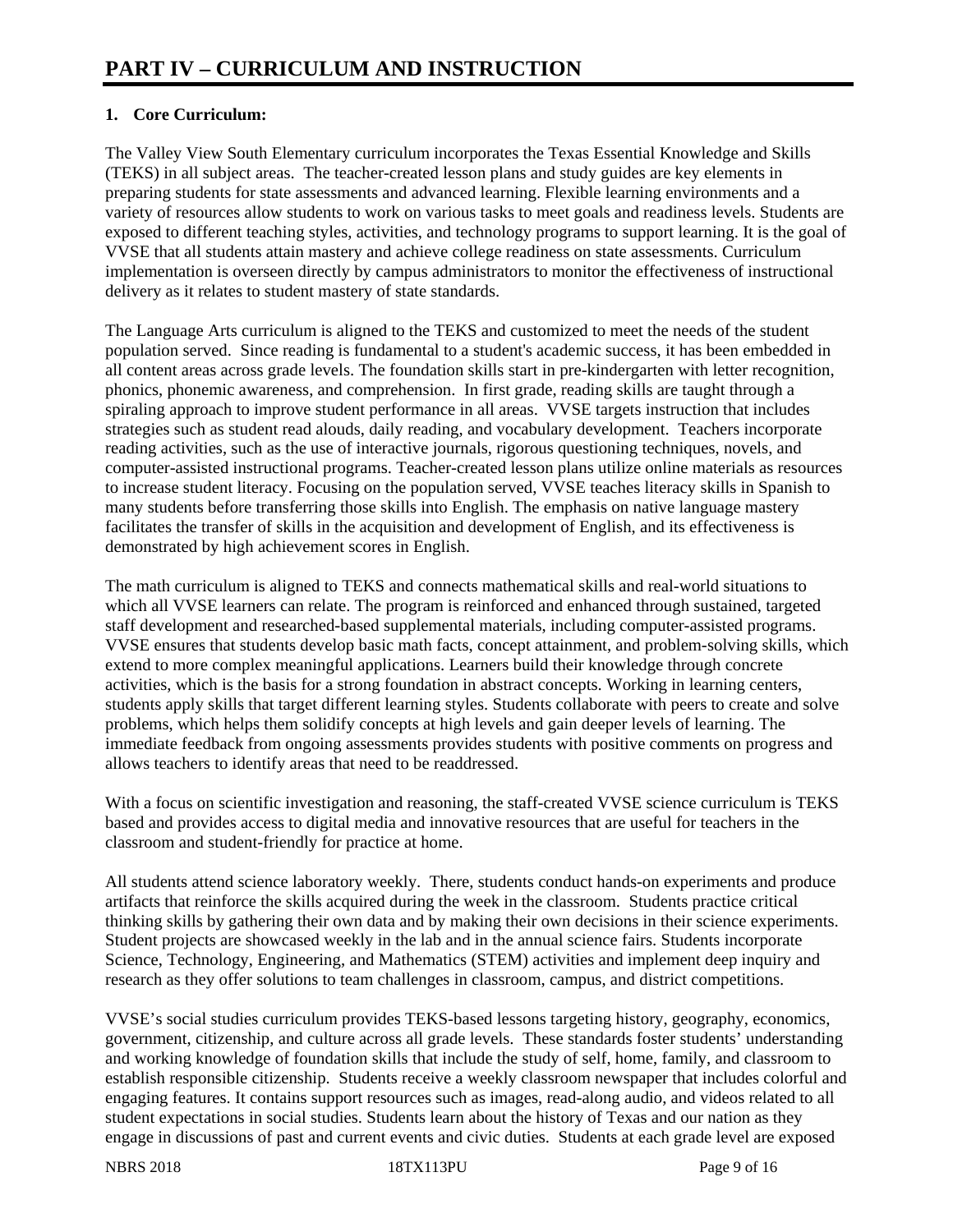# PART IV – CURRICULUM AND INSTRUCTION

## 1. Core Curriculum:

The Valley View South Elementary curriculum incorporates the Texas Essential Knowledge and Skills (TEKS) in all subject areas. The teacher-created lesson plans and study guides are key elements in preparing students for state assessments and advanced learning. Flexible learning environments and a variety of resources allow students to work on various tasks to meet goals and readiness levels. Students are exposed to different teaching styles, activities, and technology programs to support learning. It is the goal of VVSE that all students attain mastery and achieve college readiness on state assessments. Curriculum implementation is overseen directly by campus administrators to monitor the effectiveness of instructional delivery as it relates to student mastery of state standards.

The Language Arts curriculum is aligned to the TEKS and customized to meet the needs of the student population served. Since reading is fundamental to a student's academic success, it has been embedded in all content areas across grade levels. The foundation skills start in pre-kindergarten with letter recognition, phonics, phonemic awareness, and comprehension. In first grade, reading skills are taught through a spiraling approach to improve student performance in all areas. VVSE targets instruction that includes strategies such as student read alouds, daily reading, and vocabulary development. Teachers incorporate reading activities, such as the use of interactive journals, rigorous questioning techniques, novels, and computer-assisted instructional programs. Teacher-created lesson plans utilize online materials as resources to increase student literacy. Focusing on the population served, VVSE teaches literacy skills in Spanish to many students before transferring those skills into English. The emphasis on native language mastery facilitates the transfer of skills in the acquisition and development of English, and its effectiveness is demonstrated by high achievement scores in English.

The math curriculum is aligned to TEKS and connects mathematical skills and real-world situations to which all VVSE learners can relate. The program is reinforced and enhanced through sustained, targeted staff development and researched-based supplemental materials, including computer-assisted programs. VVSE ensures that students develop basic math facts, concept attainment, and problem-solving skills, which extend to more complex meaningful applications. Learners build their knowledge through concrete activities, which is the basis for a strong foundation in abstract concepts. Working in learning centers, students apply skills that target different learning styles. Students collaborate with peers to create and solve problems, which helps them solidify concepts at high levels and gain deeper levels of learning. The immediate feedback from ongoing assessments provides students with positive comments on progress and allows teachers to identify areas that need to be readdressed.

With a focus on scientific investigation and reasoning, the staff-created VVSE science curriculum is TEKS based and provides access to digital media and innovative resources that are useful for teachers in the classroom and student-friendly for practice at home.

All students attend science laboratory weekly. There, students conduct hands-on experiments and produce artifacts that reinforce the skills acquired during the week in the classroom. Students practice critical thinking skills by gathering their own data and by making their own decisions in their science experiments. Student projects are showcased weekly in the lab and in the annual science fairs. Students incorporate Science, Technology, Engineering, and Mathematics (STEM) activities and implement deep inquiry and research as they offer solutions to team challenges in classroom, campus, and district competitions.

VVSE's social studies curriculum provides TEKS-based lessons targeting history, geography, economics, government, citizenship, and culture across all grade levels. These standards foster students' understanding and working knowledge of foundation skills that include the study of self, home, family, and classroom to establish responsible citizenship. Students receive a weekly classroom newspaper that includes colorful and engaging features. It contains support resources such as images, read-along audio, and videos related to all student expectations in social studies. Students learn about the history of Texas and our nation as they engage in discussions of past and current events and civic duties. Students at each grade level are exposed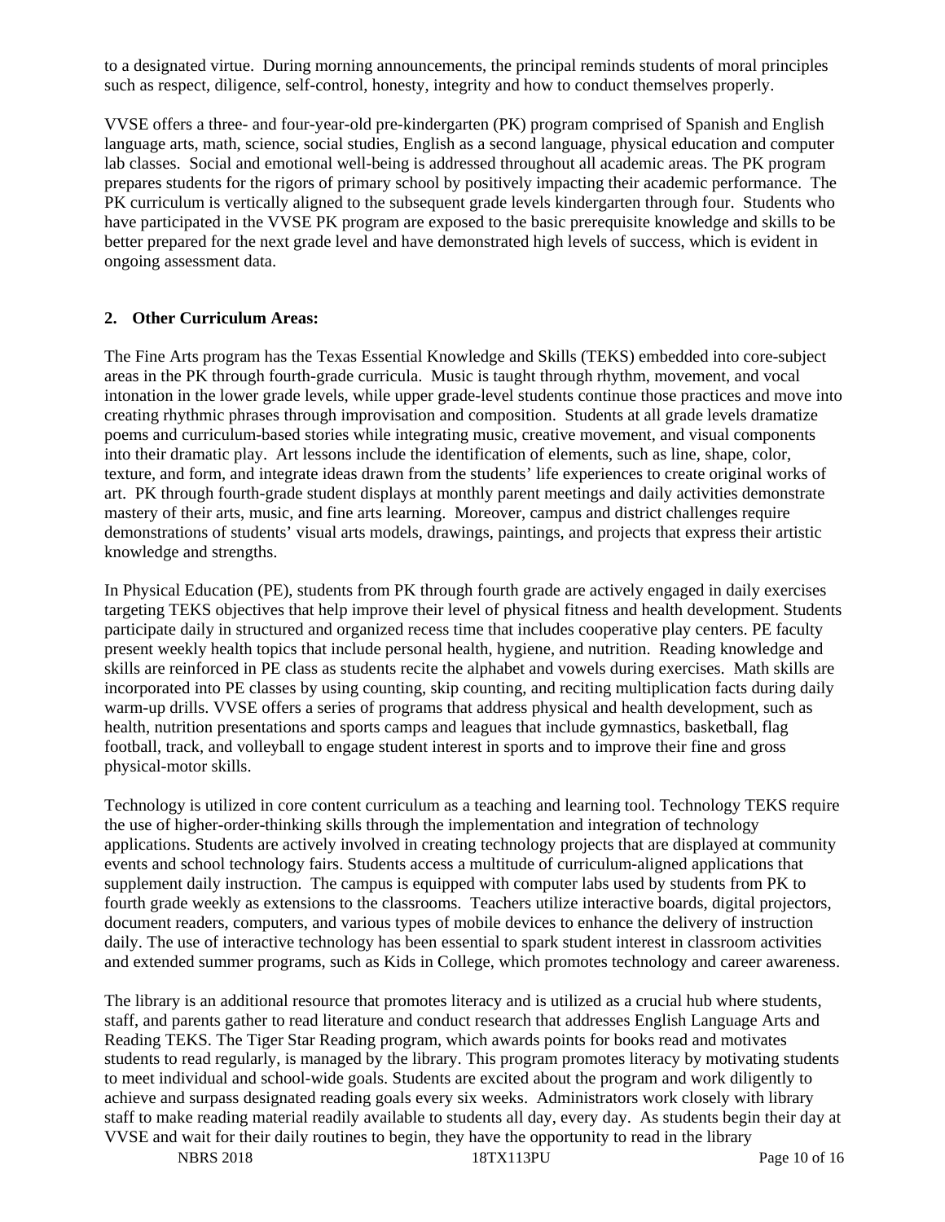to a designated virtue. During morning announcements, the principal reminds students of moral principles such as respect, diligence, self-control, honesty, integrity and how to conduct themselves properly.

VVSE offers a three- and four-year-old pre-kindergarten (PK) program comprised of Spanish and English language arts, math, science, social studies, English as a second language, physical education and computer lab classes. Social and emotional well-being is addressed throughout all academic areas. The PK program prepares students for the rigors of primary school by positively impacting their academic performance. The PK curriculum is vertically aligned to the subsequent grade levels kindergarten through four. Students who have participated in the VVSE PK program are exposed to the basic prerequisite knowledge and skills to be better prepared for the next grade level and have demonstrated high levels of success, which is evident in ongoing assessment data.

## 2. Other Curriculum Areas:

The Fine Arts program has the Texas Essential Knowledge and Skills (TEKS) embedded into core-subject areas in the PK through fourth-grade curricula. Music is taught through rhythm, movement, and vocal intonation in the lower grade levels, while upper grade-level students continue those practices and move into creating rhythmic phrases through improvisation and composition. Students at all grade levels dramatize poems and curriculum-based stories while integrating music, creative movement, and visual components into their dramatic play. Art lessons include the identification of elements, such as line, shape, color, texture, and form, and integrate ideas drawn from the students' life experiences to create original works of art. PK through fourth-grade student displays at monthly parent meetings and daily activities demonstrate mastery of their arts, music, and fine arts learning. Moreover, campus and district challenges require demonstrations of students' visual arts models, drawings, paintings, and projects that express their artistic knowledge and strengths.

In Physical Education (PE), students from PK through fourth grade are actively engaged in daily exercises targeting TEKS objectives that help improve their level of physical fitness and health development. Students participate daily in structured and organized recess time that includes cooperative play centers. PE faculty present weekly health topics that include personal health, hygiene, and nutrition. Reading knowledge and skills are reinforced in PE class as students recite the alphabet and vowels during exercises. Math skills are incorporated into PE classes by using counting, skip counting, and reciting multiplication facts during daily warm-up drills. VVSE offers a series of programs that address physical and health development, such as health, nutrition presentations and sports camps and leagues that include gymnastics, basketball, flag football, track, and volleyball to engage student interest in sports and to improve their fine and gross physical-motor skills.

Technology is utilized in core content curriculum as a teaching and learning tool. Technology TEKS require the use of higher-order-thinking skills through the implementation and integration of technology applications. Students are actively involved in creating technology projects that are displayed at community events and school technology fairs. Students access a multitude of curriculum-aligned applications that supplement daily instruction. The campus is equipped with computer labs used by students from PK to fourth grade weekly as extensions to the classrooms. Teachers utilize interactive boards, digital projectors, document readers, computers, and various types of mobile devices to enhance the delivery of instruction daily. The use of interactive technology has been essential to spark student interest in classroom activities and extended summer programs, such as Kids in College, which promotes technology and career awareness.

The library is an additional resource that promotes literacy and is utilized as a crucial hub where students, staff, and parents gather to read literature and conduct research that addresses English Language Arts and Reading TEKS. The Tiger Star Reading program, which awards points for books read and motivates students to read regularly, is managed by the library. This program promotes literacy by motivating students to meet individual and school-wide goals. Students are excited about the program and work diligently to achieve and surpass designated reading goals every six weeks. Administrators work closely with library staff to make reading material readily available to students all day, every day. As students begin their day at VVSE and wait for their daily routines to begin, they have the opportunity to read in the library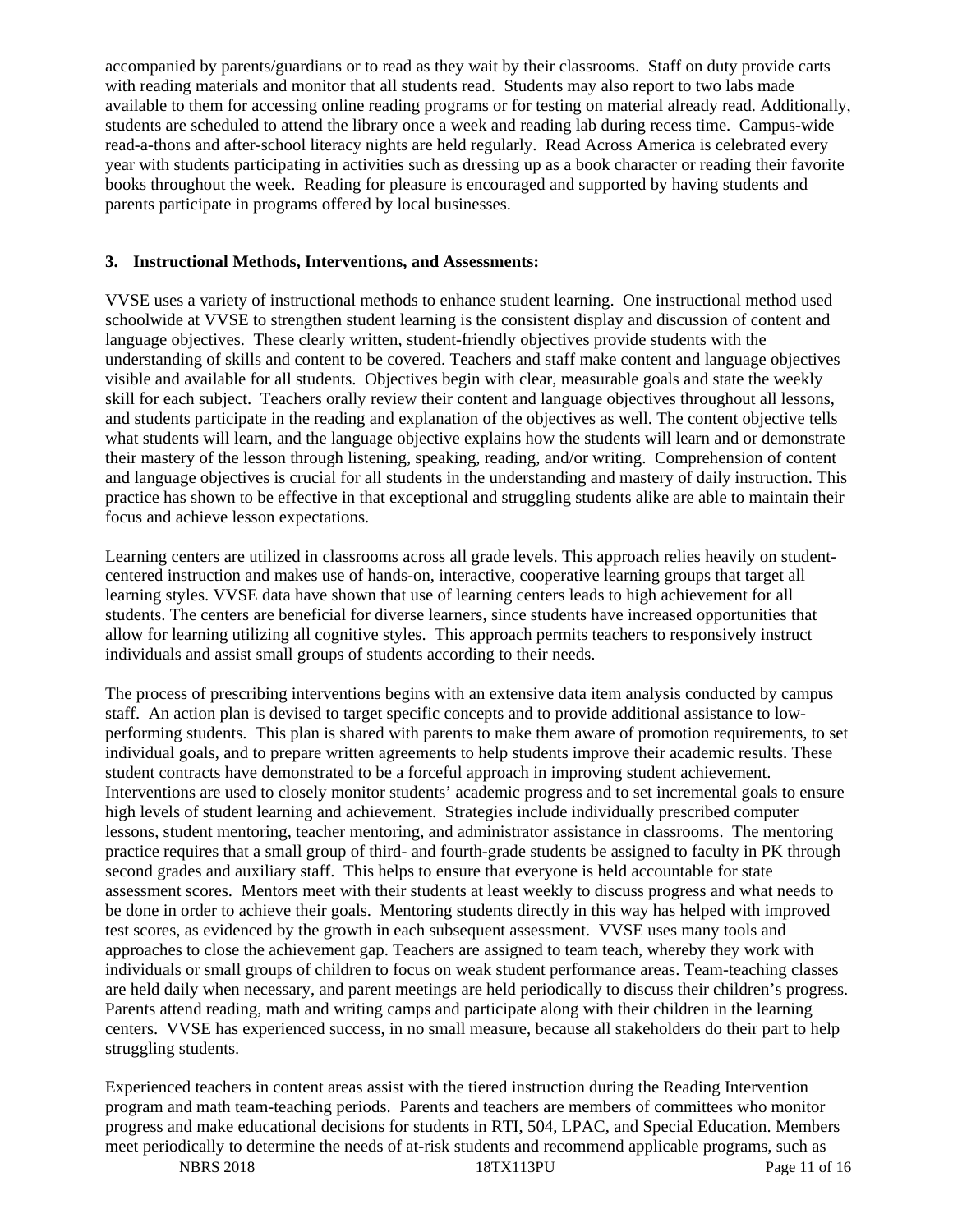accompanied by parents/guardians or to read as they wait by their classrooms. Staff on duty provide carts with reading materials and monitor that all students read. Students may also report to two labs made available to them for accessing online reading programs or for testing on material already read. Additionally, students are scheduled to attend the library once a week and reading lab during recess time. Campus-wide read-a-thons and after-school literacy nights are held regularly. Read Across America is celebrated every year with students participating in activities such as dressing up as a book character or reading their favorite books throughout the week. Reading for pleasure is encouraged and supported by having students and parents participate in programs offered by local businesses.

### 3. Instructional Methods, Interventions, and Assessments:

VVSE uses a variety of instructional methods to enhance student learning. One instructional method used schoolwide at VVSE to strengthen student learning is the consistent display and discussion of content and language objectives. These clearly written, student-friendly objectives provide students with the understanding of skills and content to be covered. Teachers and staff make content and language objectives visible and available for all students. Objectives begin with clear, measurable goals and state the weekly skill for each subject. Teachers orally review their content and language objectives throughout all lessons, and students participate in the reading and explanation of the objectives as well. The content objective tells what students will learn, and the language objective explains how the students will learn and or demonstrate their mastery of the lesson through listening, speaking, reading, and/or writing. Comprehension of content and language objectives is crucial for all students in the understanding and mastery of daily instruction. This practice has shown to be effective in that exceptional and struggling students alike are able to maintain their focus and achieve lesson expectations.

Learning centers are utilized in classrooms across all grade levels. This approach relies heavily on student-centered instruction and makes use of hands-on, interactive, cooperative learning groups that target all learning styles. VVSE data have shown that use of learning centers leads to high achievement for all students. The centers are beneficial for diverse learners, since students have increased opportunities that allow for learning utilizing all cognitive styles. This approach permits teachers to responsively instruct individuals and assist small groups of students according to their needs.

The process of prescribing interventions begins with an extensive data item analysis conducted by campus staff. An action plan is devised to target specific concepts and to provide additional assistance to low-performing students. This plan is shared with parents to make them aware of promotion requirements, to set individual goals, and to prepare written agreements to help students improve their academic results. These student contracts have demonstrated to be a forceful approach in improving student achievement. Interventions are used to closely monitor students' academic progress and to set incremental goals to ensure high levels of student learning and achievement. Strategies include individually prescribed computer lessons, student mentoring, teacher mentoring, and administrator assistance in classrooms. The mentoring practice requires that a small group of third- and fourth-grade students be assigned to faculty in PK through second grades and auxiliary staff. This helps to ensure that everyone is held accountable for state assessment scores. Mentors meet with their students at least weekly to discuss progress and what needs to be done in order to achieve their goals. Mentoring students directly in this way has helped with improved test scores, as evidenced by the growth in each subsequent assessment. VVSE uses many tools and approaches to close the achievement gap. Teachers are assigned to team teach, whereby they work with individuals or small groups of children to focus on weak student performance areas. Team-teaching classes are held daily when necessary, and parent meetings are held periodically to discuss their children's progress. Parents attend reading, math and writing camps and participate along with their children in the learning centers. VVSE has experienced success, in no small measure, because all stakeholders do their part to help struggling students.

Experienced teachers in content areas assist with the tiered instruction during the Reading Intervention program and math team-teaching periods. Parents and teachers are members of committees who monitor progress and make educational decisions for students in RTI, 504, LPAC, and Special Education. Members meet periodically to determine the needs of at-risk students and recommend applicable programs, such as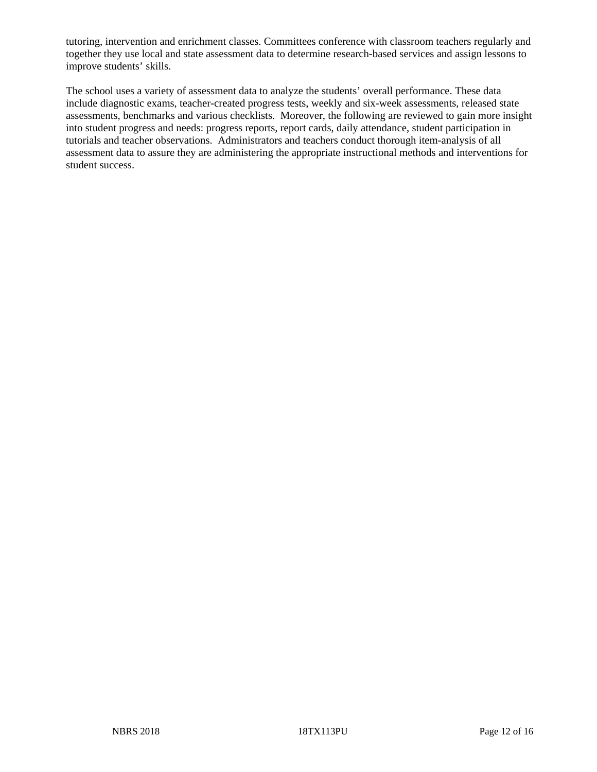tutoring, intervention and enrichment classes. Committees conference with classroom teachers regularly and together they use local and state assessment data to determine research-based services and assign lessons to improve students' skills.

The school uses a variety of assessment data to analyze the students' overall performance. These data include diagnostic exams, teacher-created progress tests, weekly and six-week assessments, released state assessments, benchmarks and various checklists. Moreover, the following are reviewed to gain more insight into student progress and needs: progress reports, report cards, daily attendance, student participation in tutorials and teacher observations. Administrators and teachers conduct thorough item-analysis of all assessment data to assure they are administering the appropriate instructional methods and interventions for student success.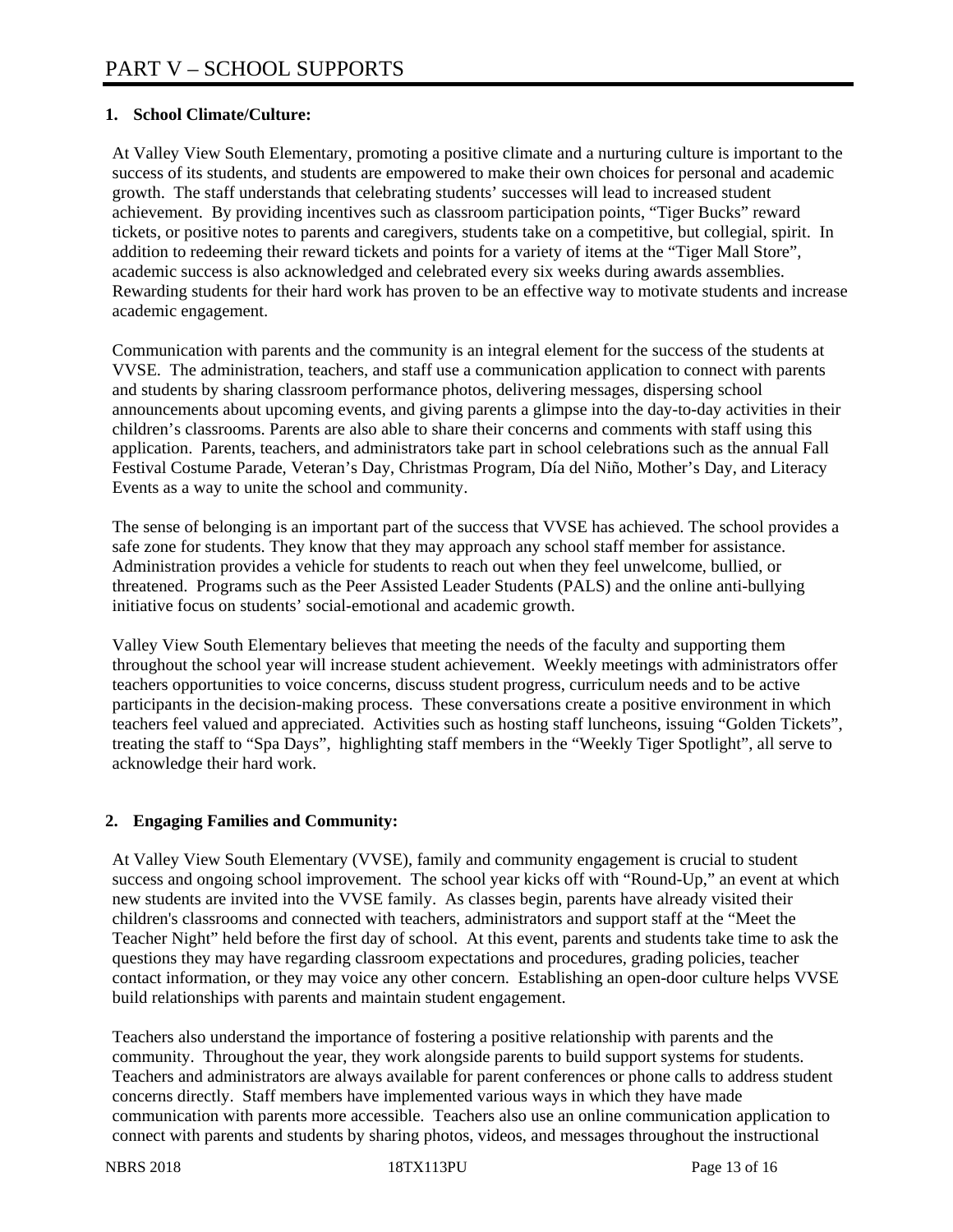# PART V – SCHOOL SUPPORTS

**1. School Climate/Culture:**

At Valley View South Elementary, promoting a positive climate and a nurturing culture is important to the success of its students, and students are empowered to make their own choices for personal and academic growth. The staff understands that celebrating students' successes will lead to increased student achievement. By providing incentives such as classroom participation points, "Tiger Bucks" reward tickets, or positive notes to parents and caregivers, students take on a competitive, but collegial, spirit. In addition to redeeming their reward tickets and points for a variety of items at the "Tiger Mall Store", academic success is also acknowledged and celebrated every six weeks during awards assemblies. Rewarding students for their hard work has proven to be an effective way to motivate students and increase academic engagement.

Communication with parents and the community is an integral element for the success of the students at VVSE. The administration, teachers, and staff use a communication application to connect with parents and students by sharing classroom performance photos, delivering messages, dispersing school announcements about upcoming events, and giving parents a glimpse into the day-to-day activities in their children's classrooms. Parents are also able to share their concerns and comments with staff using this application. Parents, teachers, and administrators take part in school celebrations such as the annual Fall Festival Costume Parade, Veteran's Day, Christmas Program, Día del Niño, Mother's Day, and Literacy Events as a way to unite the school and community.

The sense of belonging is an important part of the success that VVSE has achieved. The school provides a safe zone for students. They know that they may approach any school staff member for assistance. Administration provides a vehicle for students to reach out when they feel unwelcome, bullied, or threatened. Programs such as the Peer Assisted Leader Students (PALS) and the online anti-bullying initiative focus on students' social-emotional and academic growth.

Valley View South Elementary believes that meeting the needs of the faculty and supporting them throughout the school year will increase student achievement. Weekly meetings with administrators offer teachers opportunities to voice concerns, discuss student progress, curriculum needs and to be active participants in the decision-making process. These conversations create a positive environment in which teachers feel valued and appreciated. Activities such as hosting staff luncheons, issuing "Golden Tickets", treating the staff to "Spa Days", highlighting staff members in the "Weekly Tiger Spotlight", all serve to acknowledge their hard work.

**2. Engaging Families and Community:**

At Valley View South Elementary (VVSE), family and community engagement is crucial to student success and ongoing school improvement. The school year kicks off with "Round-Up," an event at which new students are invited into the VVSE family. As classes begin, parents have already visited their children's classrooms and connected with teachers, administrators and support staff at the "Meet the Teacher Night" held before the first day of school. At this event, parents and students take time to ask the questions they may have regarding classroom expectations and procedures, grading policies, teacher contact information, or they may voice any other concern. Establishing an open-door culture helps VVSE build relationships with parents and maintain student engagement.

Teachers also understand the importance of fostering a positive relationship with parents and the community. Throughout the year, they work alongside parents to build support systems for students. Teachers and administrators are always available for parent conferences or phone calls to address student concerns directly. Staff members have implemented various ways in which they have made communication with parents more accessible. Teachers also use an online communication application to connect with parents and students by sharing photos, videos, and messages throughout the instructional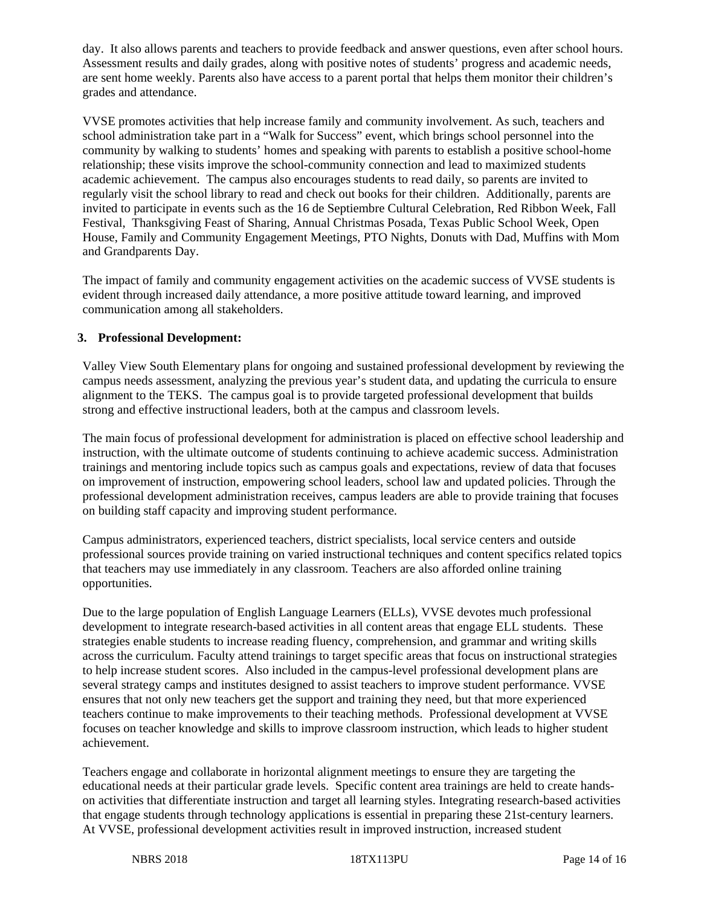day. It also allows parents and teachers to provide feedback and answer questions, even after school hours. Assessment results and daily grades, along with positive notes of students' progress and academic needs, are sent home weekly. Parents also have access to a parent portal that helps them monitor their children's grades and attendance.

VVSE promotes activities that help increase family and community involvement. As such, teachers and school administration take part in a "Walk for Success" event, which brings school personnel into the community by walking to students' homes and speaking with parents to establish a positive school-home relationship; these visits improve the school-community connection and lead to maximized students academic achievement. The campus also encourages students to read daily, so parents are invited to regularly visit the school library to read and check out books for their children. Additionally, parents are invited to participate in events such as the 16 de Septiembre Cultural Celebration, Red Ribbon Week, Fall Festival, Thanksgiving Feast of Sharing, Annual Christmas Posada, Texas Public School Week, Open House, Family and Community Engagement Meetings, PTO Nights, Donuts with Dad, Muffins with Mom and Grandparents Day.

The impact of family and community engagement activities on the academic success of VVSE students is evident through increased daily attendance, a more positive attitude toward learning, and improved communication among all stakeholders.

**3. Professional Development:**

Valley View South Elementary plans for ongoing and sustained professional development by reviewing the campus needs assessment, analyzing the previous year's student data, and updating the curricula to ensure alignment to the TEKS. The campus goal is to provide targeted professional development that builds strong and effective instructional leaders, both at the campus and classroom levels.

The main focus of professional development for administration is placed on effective school leadership and instruction, with the ultimate outcome of students continuing to achieve academic success. Administration trainings and mentoring include topics such as campus goals and expectations, review of data that focuses on improvement of instruction, empowering school leaders, school law and updated policies. Through the professional development administration receives, campus leaders are able to provide training that focuses on building staff capacity and improving student performance.

Campus administrators, experienced teachers, district specialists, local service centers and outside professional sources provide training on varied instructional techniques and content specifics related topics that teachers may use immediately in any classroom. Teachers are also afforded online training opportunities.

Due to the large population of English Language Learners (ELLs), VVSE devotes much professional development to integrate research-based activities in all content areas that engage ELL students. These strategies enable students to increase reading fluency, comprehension, and grammar and writing skills across the curriculum. Faculty attend trainings to target specific areas that focus on instructional strategies to help increase student scores. Also included in the campus-level professional development plans are several strategy camps and institutes designed to assist teachers to improve student performance. VVSE ensures that not only new teachers get the support and training they need, but that more experienced teachers continue to make improvements to their teaching methods. Professional development at VVSE focuses on teacher knowledge and skills to improve classroom instruction, which leads to higher student achievement.

Teachers engage and collaborate in horizontal alignment meetings to ensure they are targeting the educational needs at their particular grade levels. Specific content area trainings are held to create hands-on activities that differentiate instruction and target all learning styles. Integrating research-based activities that engage students through technology applications is essential in preparing these 21st-century learners. At VVSE, professional development activities result in improved instruction, increased student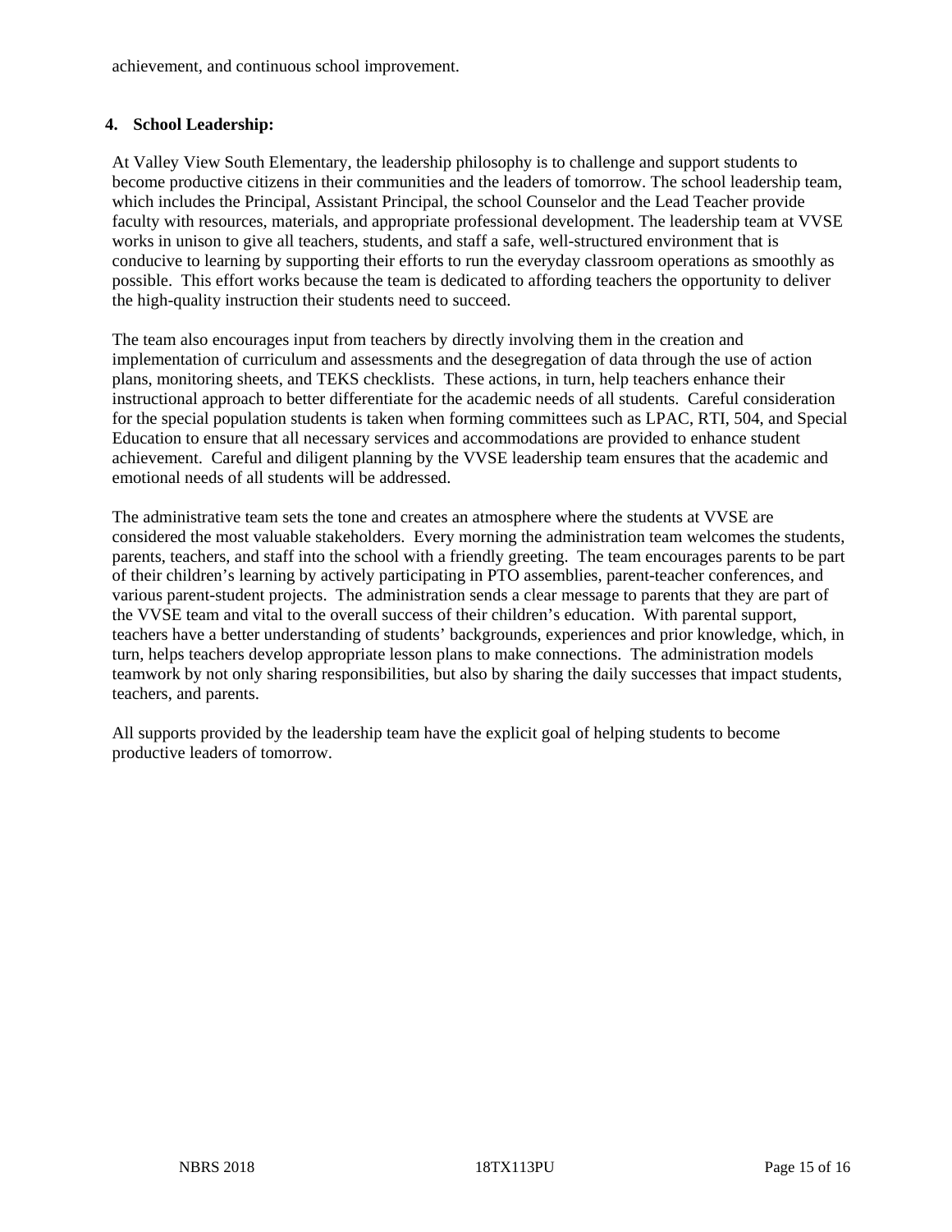achievement, and continuous school improvement.

## 4. School Leadership:

At Valley View South Elementary, the leadership philosophy is to challenge and support students to become productive citizens in their communities and the leaders of tomorrow. The school leadership team, which includes the Principal, Assistant Principal, the school Counselor and the Lead Teacher provide faculty with resources, materials, and appropriate professional development. The leadership team at VVSE works in unison to give all teachers, students, and staff a safe, well-structured environment that is conducive to learning by supporting their efforts to run the everyday classroom operations as smoothly as possible. This effort works because the team is dedicated to affording teachers the opportunity to deliver the high-quality instruction their students need to succeed.

The team also encourages input from teachers by directly involving them in the creation and implementation of curriculum and assessments and the desegregation of data through the use of action plans, monitoring sheets, and TEKS checklists. These actions, in turn, help teachers enhance their instructional approach to better differentiate for the academic needs of all students. Careful consideration for the special population students is taken when forming committees such as LPAC, RTI, 504, and Special Education to ensure that all necessary services and accommodations are provided to enhance student achievement. Careful and diligent planning by the VVSE leadership team ensures that the academic and emotional needs of all students will be addressed.

The administrative team sets the tone and creates an atmosphere where the students at VVSE are considered the most valuable stakeholders. Every morning the administration team welcomes the students, parents, teachers, and staff into the school with a friendly greeting. The team encourages parents to be part of their children's learning by actively participating in PTO assemblies, parent-teacher conferences, and various parent-student projects. The administration sends a clear message to parents that they are part of the VVSE team and vital to the overall success of their children's education. With parental support, teachers have a better understanding of students' backgrounds, experiences and prior knowledge, which, in turn, helps teachers develop appropriate lesson plans to make connections. The administration models teamwork by not only sharing responsibilities, but also by sharing the daily successes that impact students, teachers, and parents.

All supports provided by the leadership team have the explicit goal of helping students to become productive leaders of tomorrow.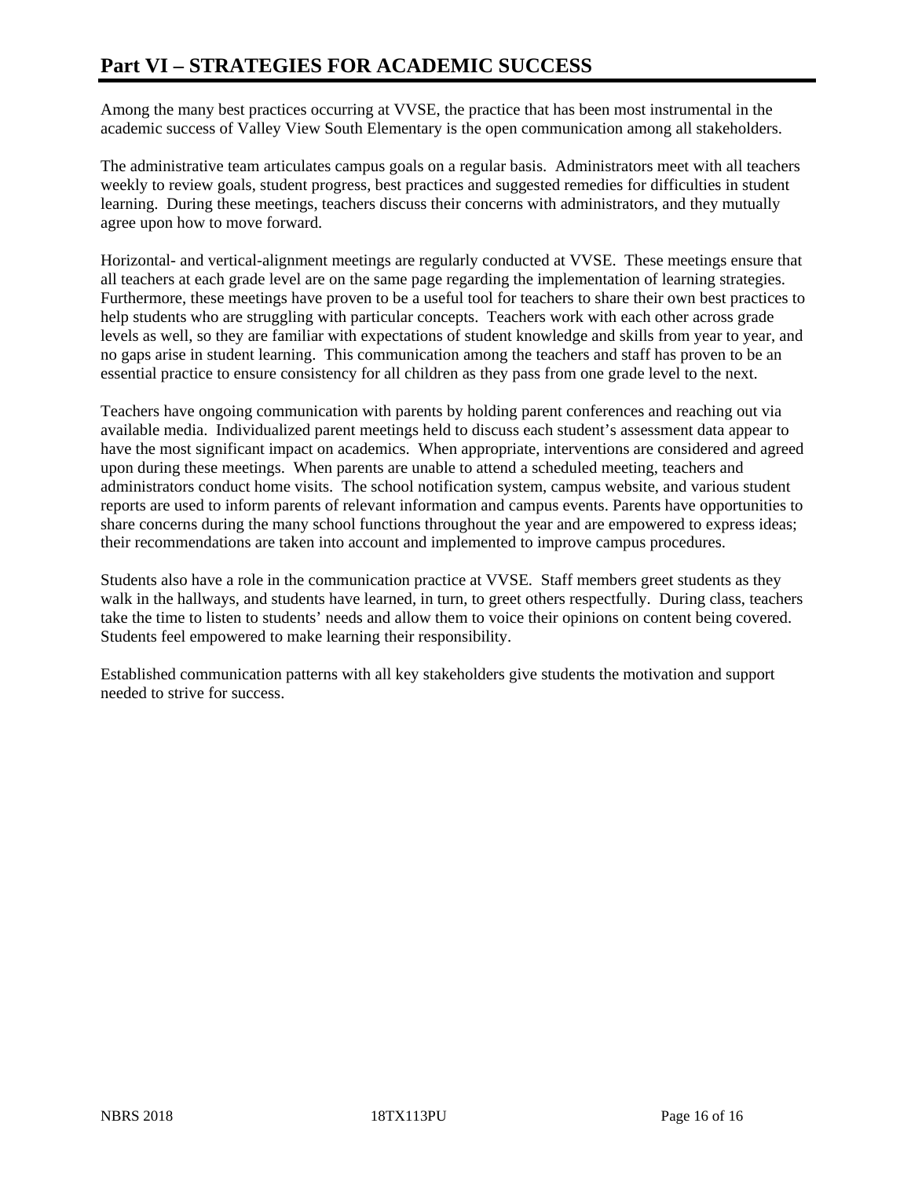# Part VI – STRATEGIES FOR ACADEMIC SUCCESS

Among the many best practices occurring at VVSE, the practice that has been most instrumental in the academic success of Valley View South Elementary is the open communication among all stakeholders.

The administrative team articulates campus goals on a regular basis. Administrators meet with all teachers weekly to review goals, student progress, best practices and suggested remedies for difficulties in student learning. During these meetings, teachers discuss their concerns with administrators, and they mutually agree upon how to move forward.

Horizontal- and vertical-alignment meetings are regularly conducted at VVSE. These meetings ensure that all teachers at each grade level are on the same page regarding the implementation of learning strategies. Furthermore, these meetings have proven to be a useful tool for teachers to share their own best practices to help students who are struggling with particular concepts. Teachers work with each other across grade levels as well, so they are familiar with expectations of student knowledge and skills from year to year, and no gaps arise in student learning. This communication among the teachers and staff has proven to be an essential practice to ensure consistency for all children as they pass from one grade level to the next.

Teachers have ongoing communication with parents by holding parent conferences and reaching out via available media. Individualized parent meetings held to discuss each student's assessment data appear to have the most significant impact on academics. When appropriate, interventions are considered and agreed upon during these meetings. When parents are unable to attend a scheduled meeting, teachers and administrators conduct home visits. The school notification system, campus website, and various student reports are used to inform parents of relevant information and campus events. Parents have opportunities to share concerns during the many school functions throughout the year and are empowered to express ideas; their recommendations are taken into account and implemented to improve campus procedures.

Students also have a role in the communication practice at VVSE. Staff members greet students as they walk in the hallways, and students have learned, in turn, to greet others respectfully. During class, teachers take the time to listen to students' needs and allow them to voice their opinions on content being covered. Students feel empowered to make learning their responsibility.

Established communication patterns with all key stakeholders give students the motivation and support needed to strive for success.